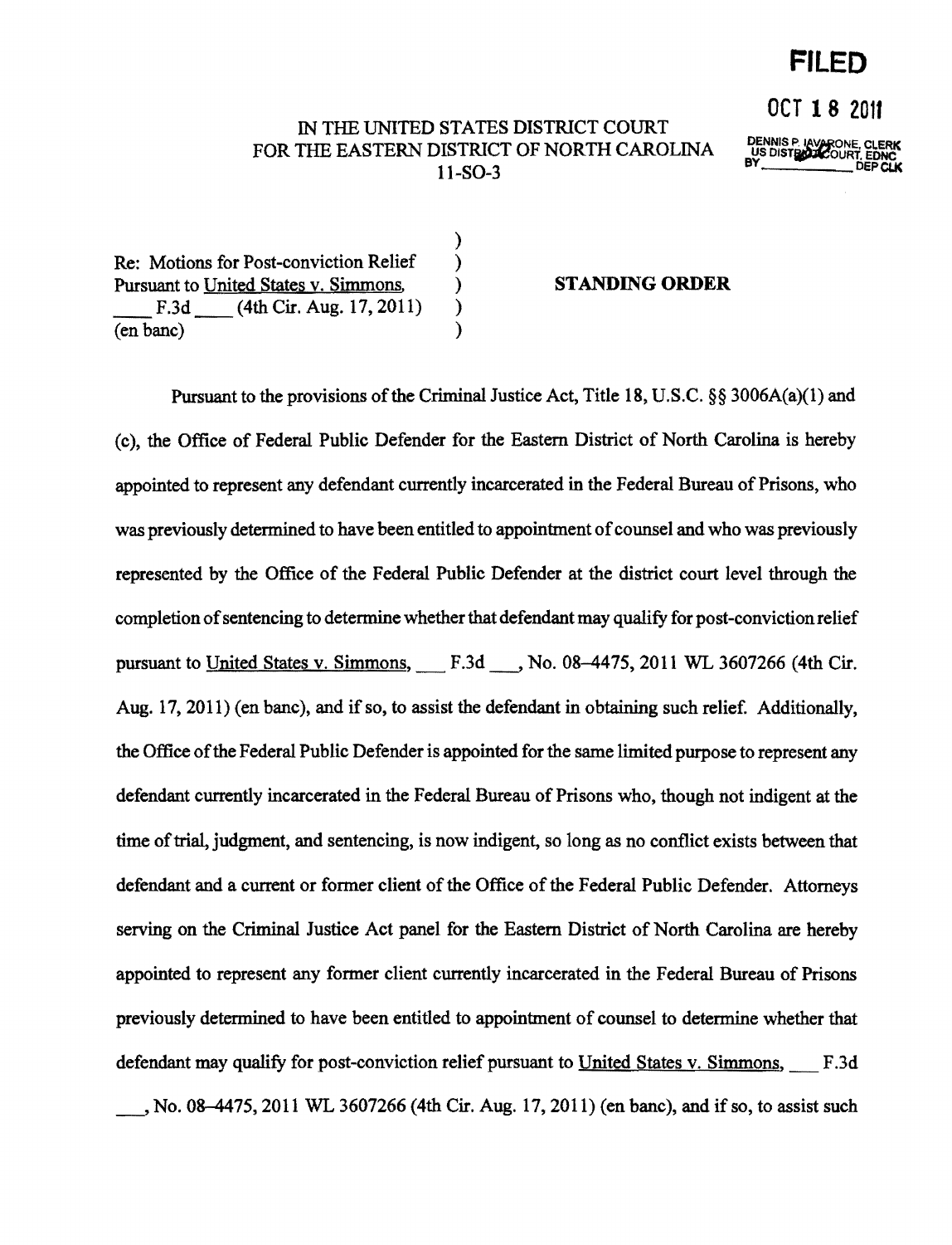**FILED**

**OCT 18 2011**

DENNIS P. IAVARONE, CLERK
US DISTRICT COURT, EDNC
BY\_\_\_\_\_\_\_\_\_\_\_\_ DEP CLK

IN THE UNITED STATES DISTRICT COURT
FOR THE EASTERN DISTRICT OF NORTH CAROLINA
11-SO-3

Re: Motions for Post-conviction Relief Pursuant to United States v. Simmons, \_\_\_\_ F.3d \_\_\_\_ (4th Cir. Aug. 17, 2011) (en banc)

**STANDING ORDER**

Pursuant to the provisions of the Criminal Justice Act, Title 18, U.S.C. §§ 3006A(a)(1) and (c), the Office of Federal Public Defender for the Eastern District of North Carolina is hereby appointed to represent any defendant currently incarcerated in the Federal Bureau of Prisons, who was previously determined to have been entitled to appointment of counsel and who was previously represented by the Office of the Federal Public Defender at the district court level through the completion of sentencing to determine whether that defendant may qualify for post-conviction relief pursuant to United States v. Simmons, \_\_\_ F.3d \_\_\_, No. 08–4475, 2011 WL 3607266 (4th Cir. Aug. 17, 2011) (en banc), and if so, to assist the defendant in obtaining such relief. Additionally, the Office of the Federal Public Defender is appointed for the same limited purpose to represent any defendant currently incarcerated in the Federal Bureau of Prisons who, though not indigent at the time of trial, judgment, and sentencing, is now indigent, so long as no conflict exists between that defendant and a current or former client of the Office of the Federal Public Defender. Attorneys serving on the Criminal Justice Act panel for the Eastern District of North Carolina are hereby appointed to represent any former client currently incarcerated in the Federal Bureau of Prisons previously determined to have been entitled to appointment of counsel to determine whether that defendant may qualify for post-conviction relief pursuant to United States v. Simmons, \_\_\_ F.3d \_\_\_, No. 08–4475, 2011 WL 3607266 (4th Cir. Aug. 17, 2011) (en banc), and if so, to assist such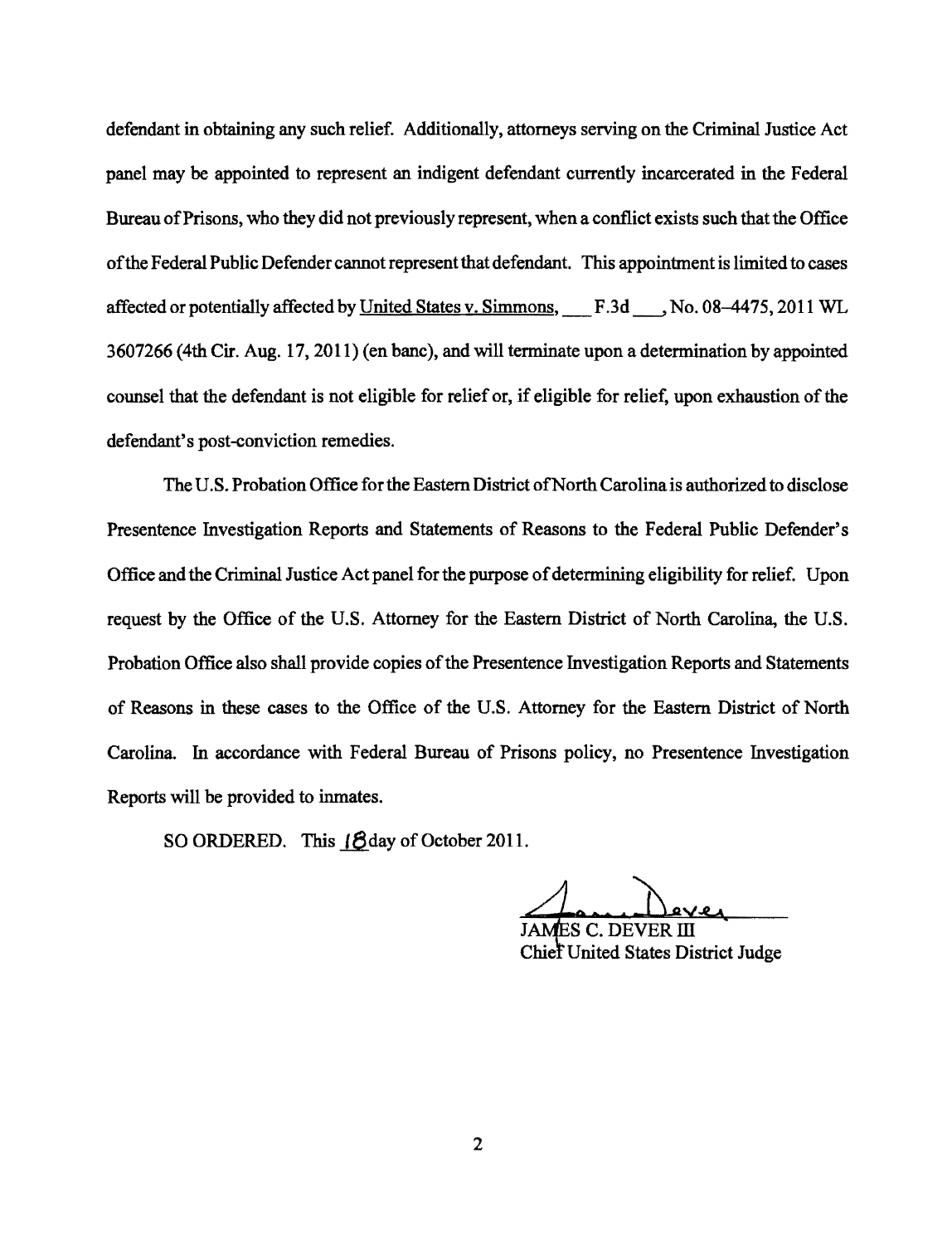defendant in obtaining any such relief. Additionally, attorneys serving on the Criminal Justice Act panel may be appointed to represent an indigent defendant currently incarcerated in the Federal Bureau of Prisons, who they did not previously represent, when a conflict exists such that the Office of the Federal Public Defender cannot represent that defendant. This appointment is limited to cases affected or potentially affected by United States v. Simmons, ___ F.3d ___, No. 08–4475, 2011 WL 3607266 (4th Cir. Aug. 17, 2011) (en banc), and will terminate upon a determination by appointed counsel that the defendant is not eligible for relief or, if eligible for relief, upon exhaustion of the defendant's post-conviction remedies.

The U.S. Probation Office for the Eastern District of North Carolina is authorized to disclose Presentence Investigation Reports and Statements of Reasons to the Federal Public Defender's Office and the Criminal Justice Act panel for the purpose of determining eligibility for relief. Upon request by the Office of the U.S. Attorney for the Eastern District of North Carolina, the U.S. Probation Office also shall provide copies of the Presentence Investigation Reports and Statements of Reasons in these cases to the Office of the U.S. Attorney for the Eastern District of North Carolina. In accordance with Federal Bureau of Prisons policy, no Presentence Investigation Reports will be provided to inmates.

SO ORDERED. This 18 day of October 2011.

JAMES C. DEVER III
Chief United States District Judge